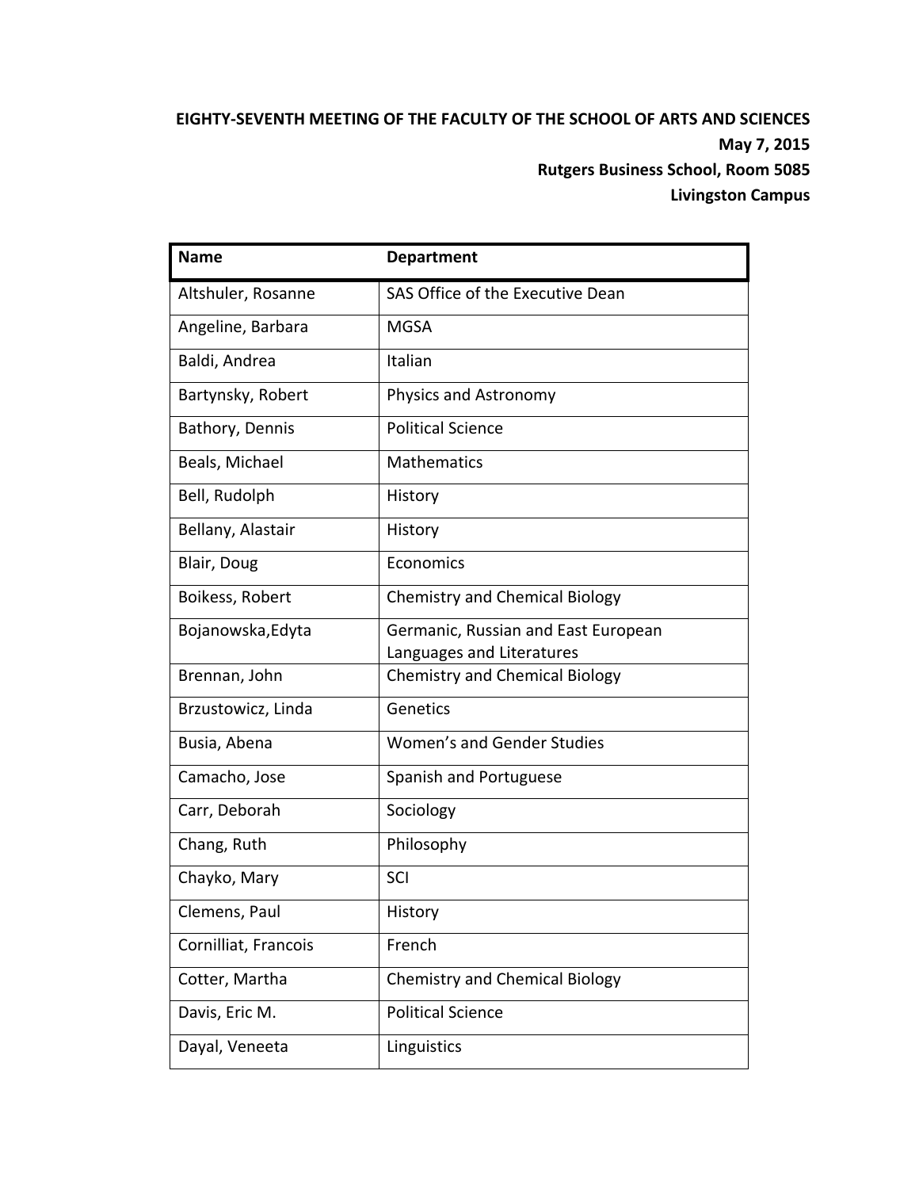**EIGHTY-SEVENTH MEETING OF THE FACULTY OF THE SCHOOL OF ARTS AND SCIENCES**

**May 7, 2015**

**Rutgers Business School, Room 5085**

**Livingston Campus**

| Name | Department |
|---|---|
| Altshuler, Rosanne | SAS Office of the Executive Dean |
| Angeline, Barbara | MGSA |
| Baldi, Andrea | Italian |
| Bartynsky, Robert | Physics and Astronomy |
| Bathory, Dennis | Political Science |
| Beals, Michael | Mathematics |
| Bell, Rudolph | History |
| Bellany, Alastair | History |
| Blair, Doug | Economics |
| Boikess, Robert | Chemistry and Chemical Biology |
| Bojanowska,Edyta | Germanic, Russian and East European Languages and Literatures |
| Brennan, John | Chemistry and Chemical Biology |
| Brzustowicz, Linda | Genetics |
| Busia, Abena | Women's and Gender Studies |
| Camacho, Jose | Spanish and Portuguese |
| Carr, Deborah | Sociology |
| Chang, Ruth | Philosophy |
| Chayko, Mary | SCI |
| Clemens, Paul | History |
| Cornilliat, Francois | French |
| Cotter, Martha | Chemistry and Chemical Biology |
| Davis, Eric M. | Political Science |
| Dayal, Veneeta | Linguistics |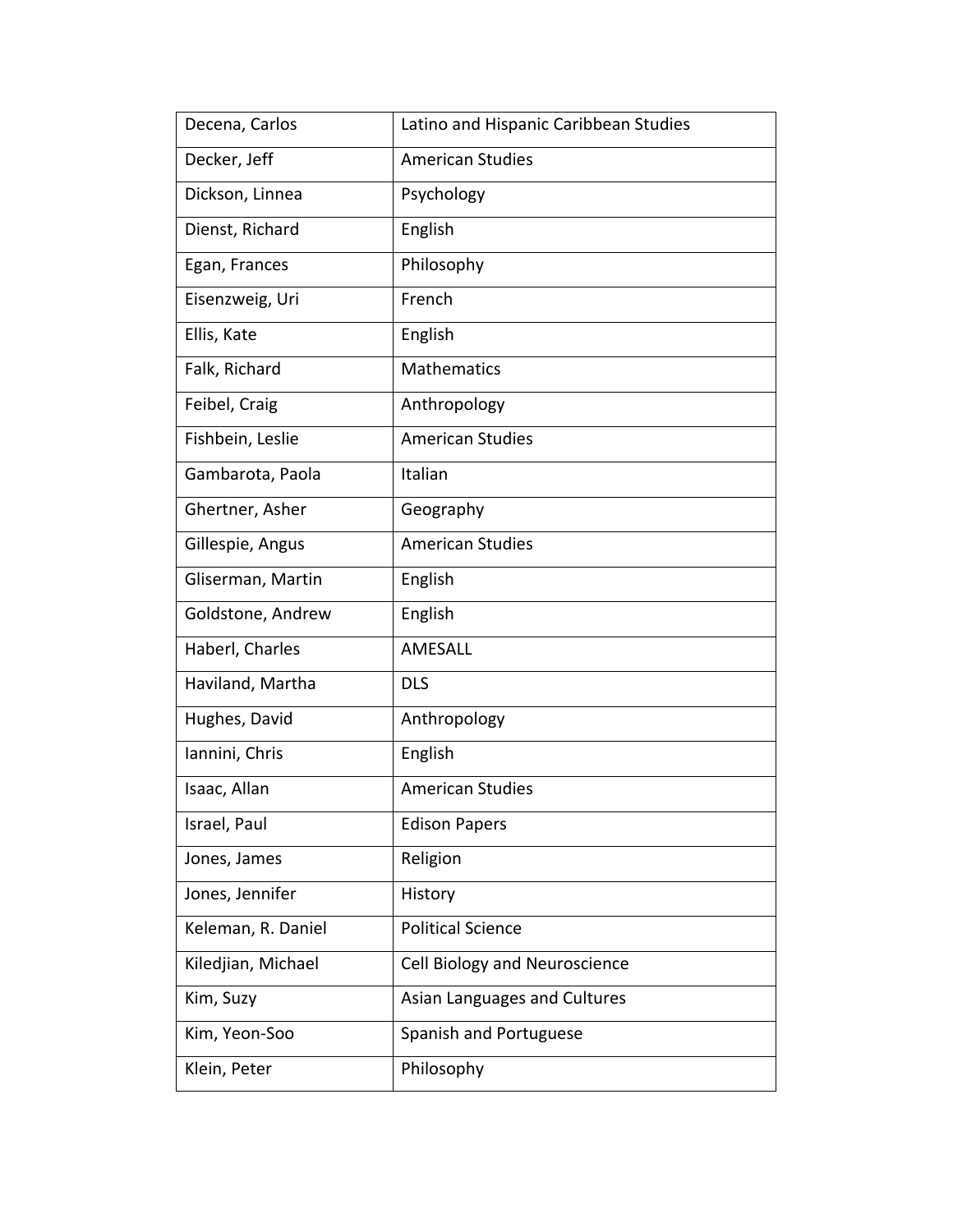| Decena, Carlos | Latino and Hispanic Caribbean Studies |
|---|---|
| Decker, Jeff | American Studies |
| Dickson, Linnea | Psychology |
| Dienst, Richard | English |
| Egan, Frances | Philosophy |
| Eisenzweig, Uri | French |
| Ellis, Kate | English |
| Falk, Richard | Mathematics |
| Feibel, Craig | Anthropology |
| Fishbein, Leslie | American Studies |
| Gambarota, Paola | Italian |
| Ghertner, Asher | Geography |
| Gillespie, Angus | American Studies |
| Gliserman, Martin | English |
| Goldstone, Andrew | English |
| Haberl, Charles | AMESALL |
| Haviland, Martha | DLS |
| Hughes, David | Anthropology |
| Iannini, Chris | English |
| Isaac, Allan | American Studies |
| Israel, Paul | Edison Papers |
| Jones, James | Religion |
| Jones, Jennifer | History |
| Keleman, R. Daniel | Political Science |
| Kiledjian, Michael | Cell Biology and Neuroscience |
| Kim, Suzy | Asian Languages and Cultures |
| Kim, Yeon-Soo | Spanish and Portuguese |
| Klein, Peter | Philosophy |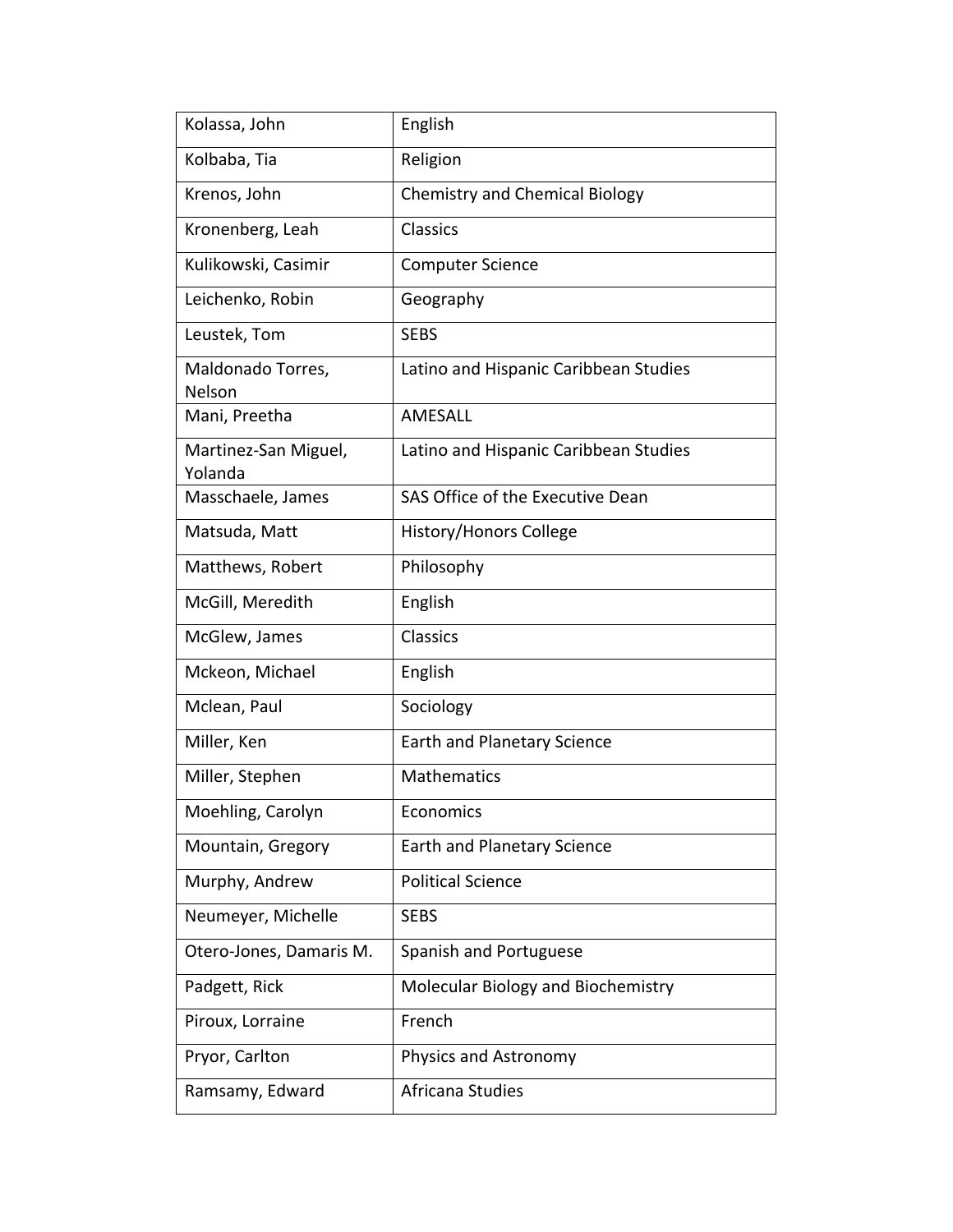| | |
|---|---|
| Kolassa, John | English |
| Kolbaba, Tia | Religion |
| Krenos, John | Chemistry and Chemical Biology |
| Kronenberg, Leah | Classics |
| Kulikowski, Casimir | Computer Science |
| Leichenko, Robin | Geography |
| Leustek, Tom | SEBS |
| Maldonado Torres, Nelson | Latino and Hispanic Caribbean Studies |
| Mani, Preetha | AMESALL |
| Martinez-San Miguel, Yolanda | Latino and Hispanic Caribbean Studies |
| Masschaele, James | SAS Office of the Executive Dean |
| Matsuda, Matt | History/Honors College |
| Matthews, Robert | Philosophy |
| McGill, Meredith | English |
| McGlew, James | Classics |
| Mckeon, Michael | English |
| Mclean, Paul | Sociology |
| Miller, Ken | Earth and Planetary Science |
| Miller, Stephen | Mathematics |
| Moehling, Carolyn | Economics |
| Mountain, Gregory | Earth and Planetary Science |
| Murphy, Andrew | Political Science |
| Neumeyer, Michelle | SEBS |
| Otero-Jones, Damaris M. | Spanish and Portuguese |
| Padgett, Rick | Molecular Biology and Biochemistry |
| Piroux, Lorraine | French |
| Pryor, Carlton | Physics and Astronomy |
| Ramsamy, Edward | Africana Studies |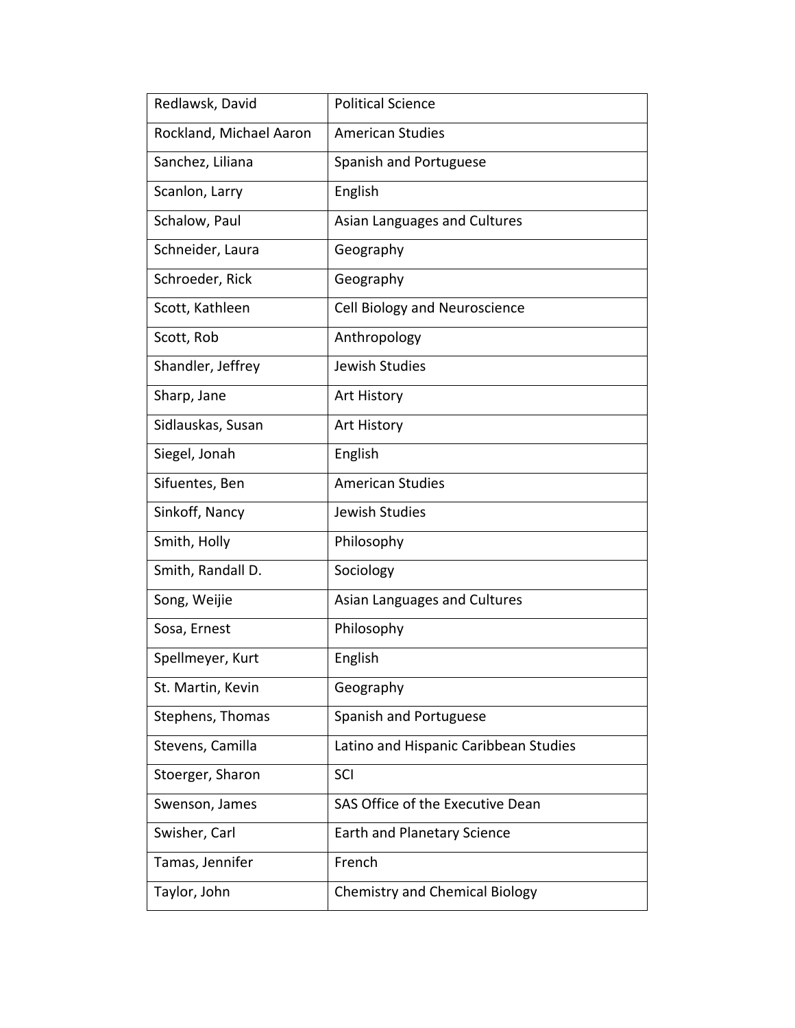| Redlawsk, David | Political Science |
| --- | --- |
| Rockland, Michael Aaron | American Studies |
| Sanchez, Liliana | Spanish and Portuguese |
| Scanlon, Larry | English |
| Schalow, Paul | Asian Languages and Cultures |
| Schneider, Laura | Geography |
| Schroeder, Rick | Geography |
| Scott, Kathleen | Cell Biology and Neuroscience |
| Scott, Rob | Anthropology |
| Shandler, Jeffrey | Jewish Studies |
| Sharp, Jane | Art History |
| Sidlauskas, Susan | Art History |
| Siegel, Jonah | English |
| Sifuentes, Ben | American Studies |
| Sinkoff, Nancy | Jewish Studies |
| Smith, Holly | Philosophy |
| Smith, Randall D. | Sociology |
| Song, Weijie | Asian Languages and Cultures |
| Sosa, Ernest | Philosophy |
| Spellmeyer, Kurt | English |
| St. Martin, Kevin | Geography |
| Stephens, Thomas | Spanish and Portuguese |
| Stevens, Camilla | Latino and Hispanic Caribbean Studies |
| Stoerger, Sharon | SCI |
| Swenson, James | SAS Office of the Executive Dean |
| Swisher, Carl | Earth and Planetary Science |
| Tamas, Jennifer | French |
| Taylor, John | Chemistry and Chemical Biology |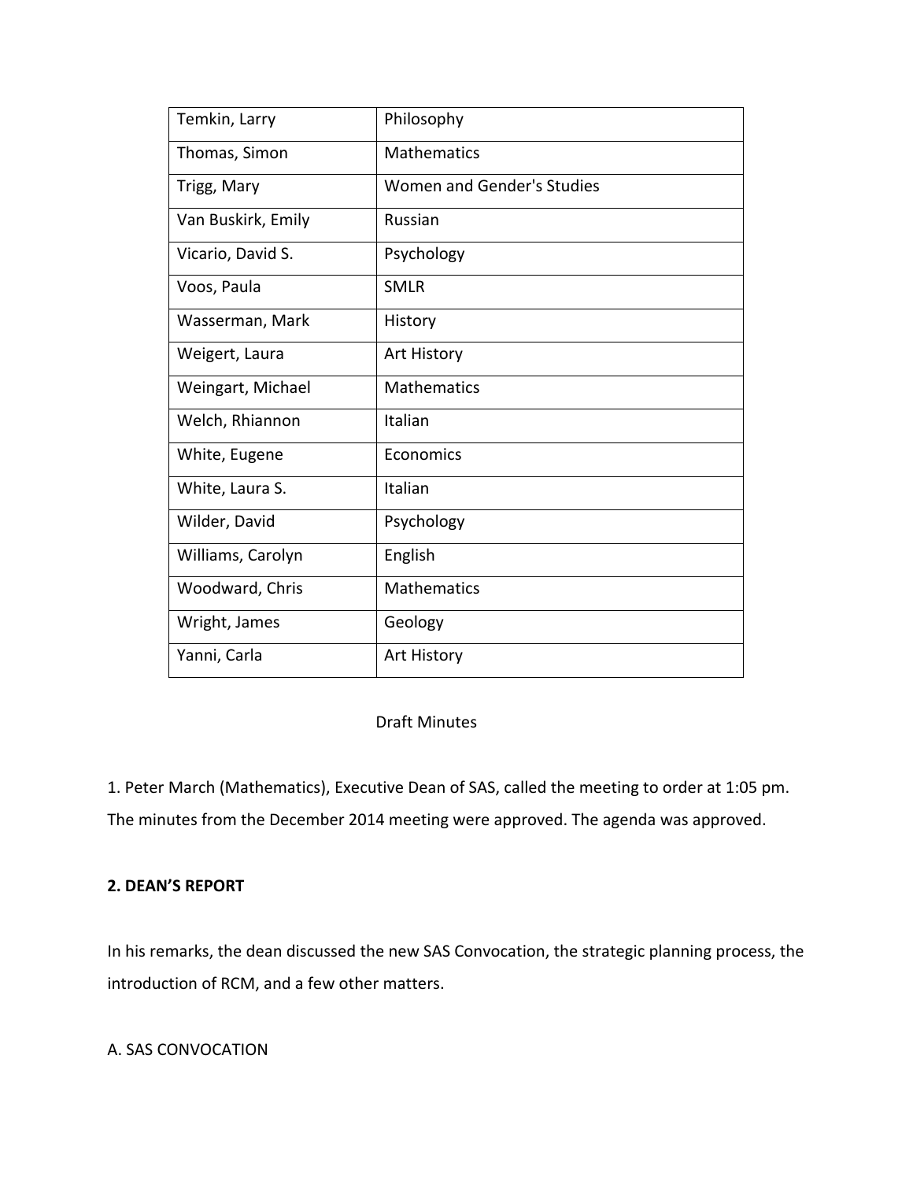| Temkin, Larry | Philosophy |
|---|---|
| Thomas, Simon | Mathematics |
| Trigg, Mary | Women and Gender's Studies |
| Van Buskirk, Emily | Russian |
| Vicario, David S. | Psychology |
| Voos, Paula | SMLR |
| Wasserman, Mark | History |
| Weigert, Laura | Art History |
| Weingart, Michael | Mathematics |
| Welch, Rhiannon | Italian |
| White, Eugene | Economics |
| White, Laura S. | Italian |
| Wilder, David | Psychology |
| Williams, Carolyn | English |
| Woodward, Chris | Mathematics |
| Wright, James | Geology |
| Yanni, Carla | Art History |

Draft Minutes

1. Peter March (Mathematics), Executive Dean of SAS, called the meeting to order at 1:05 pm. The minutes from the December 2014 meeting were approved. The agenda was approved.

**2. DEAN'S REPORT**

In his remarks, the dean discussed the new SAS Convocation, the strategic planning process, the introduction of RCM, and a few other matters.

A. SAS CONVOCATION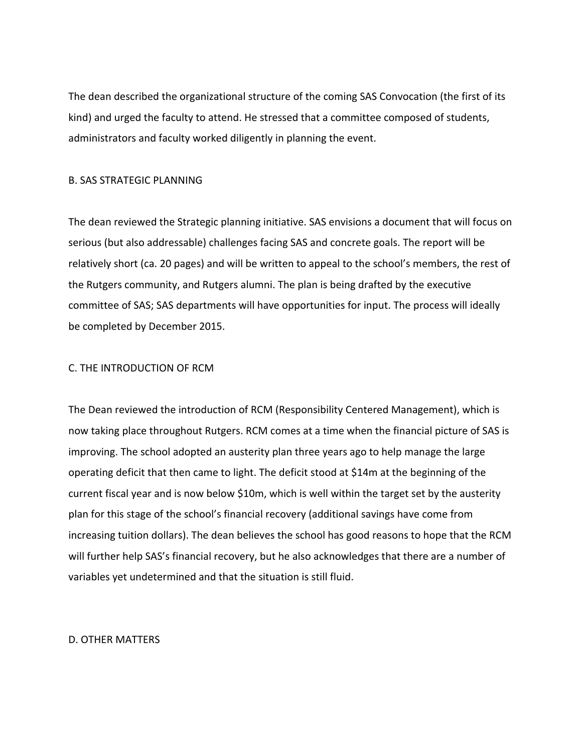The dean described the organizational structure of the coming SAS Convocation (the first of its kind) and urged the faculty to attend. He stressed that a committee composed of students, administrators and faculty worked diligently in planning the event.

## B. SAS STRATEGIC PLANNING

The dean reviewed the Strategic planning initiative. SAS envisions a document that will focus on serious (but also addressable) challenges facing SAS and concrete goals. The report will be relatively short (ca. 20 pages) and will be written to appeal to the school's members, the rest of the Rutgers community, and Rutgers alumni. The plan is being drafted by the executive committee of SAS; SAS departments will have opportunities for input. The process will ideally be completed by December 2015.

## C. THE INTRODUCTION OF RCM

The Dean reviewed the introduction of RCM (Responsibility Centered Management), which is now taking place throughout Rutgers. RCM comes at a time when the financial picture of SAS is improving. The school adopted an austerity plan three years ago to help manage the large operating deficit that then came to light. The deficit stood at $14m at the beginning of the current fiscal year and is now below $10m, which is well within the target set by the austerity plan for this stage of the school's financial recovery (additional savings have come from increasing tuition dollars). The dean believes the school has good reasons to hope that the RCM will further help SAS's financial recovery, but he also acknowledges that there are a number of variables yet undetermined and that the situation is still fluid.

## D. OTHER MATTERS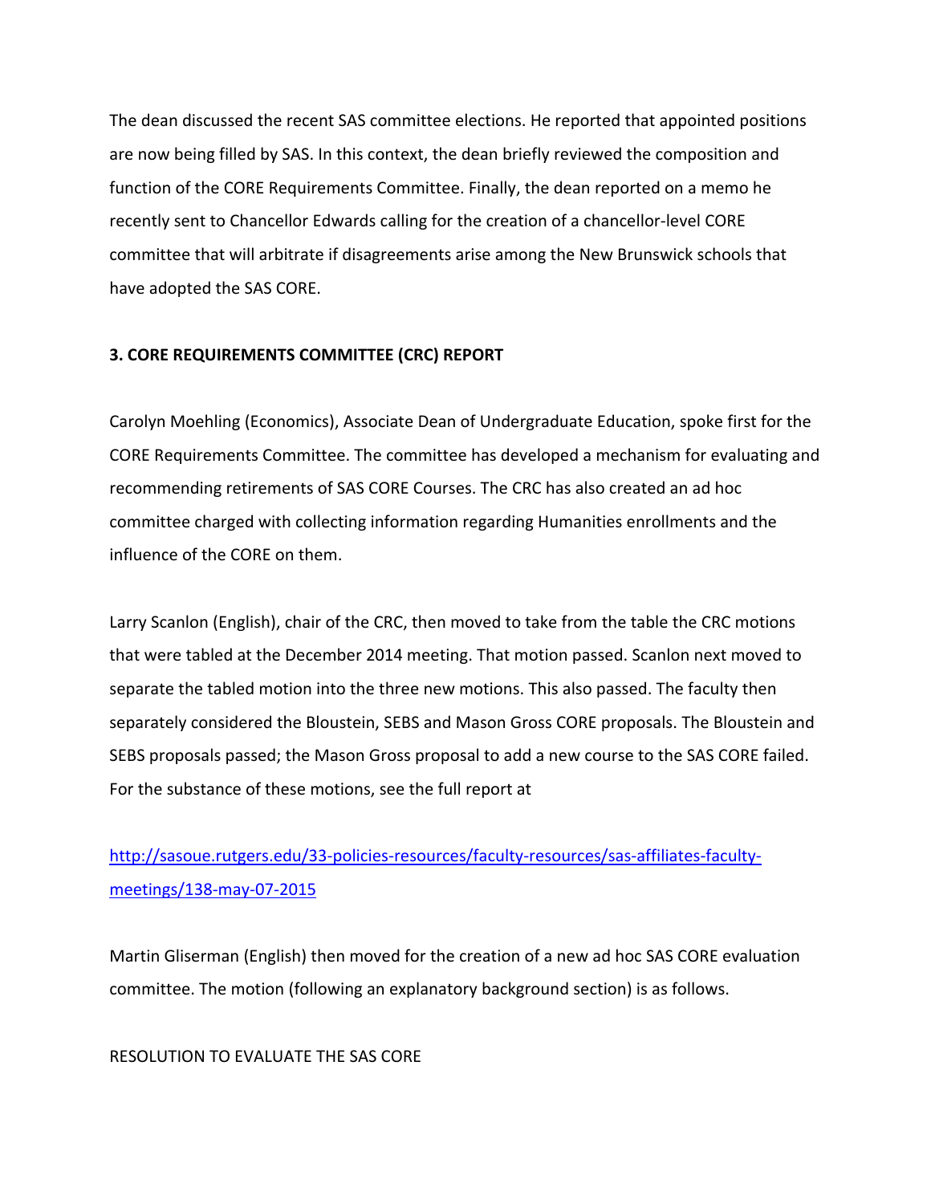The dean discussed the recent SAS committee elections. He reported that appointed positions are now being filled by SAS. In this context, the dean briefly reviewed the composition and function of the CORE Requirements Committee. Finally, the dean reported on a memo he recently sent to Chancellor Edwards calling for the creation of a chancellor-level CORE committee that will arbitrate if disagreements arise among the New Brunswick schools that have adopted the SAS CORE.

**3. CORE REQUIREMENTS COMMITTEE (CRC) REPORT**

Carolyn Moehling (Economics), Associate Dean of Undergraduate Education, spoke first for the CORE Requirements Committee. The committee has developed a mechanism for evaluating and recommending retirements of SAS CORE Courses. The CRC has also created an ad hoc committee charged with collecting information regarding Humanities enrollments and the influence of the CORE on them.

Larry Scanlon (English), chair of the CRC, then moved to take from the table the CRC motions that were tabled at the December 2014 meeting. That motion passed. Scanlon next moved to separate the tabled motion into the three new motions. This also passed. The faculty then separately considered the Bloustein, SEBS and Mason Gross CORE proposals. The Bloustein and SEBS proposals passed; the Mason Gross proposal to add a new course to the SAS CORE failed. For the substance of these motions, see the full report at

[http://sasoue.rutgers.edu/33-policies-resources/faculty-resources/sas-affiliates-faculty-meetings/138-may-07-2015](http://sasoue.rutgers.edu/33-policies-resources/faculty-resources/sas-affiliates-faculty-meetings/138-may-07-2015)

Martin Gliserman (English) then moved for the creation of a new ad hoc SAS CORE evaluation committee. The motion (following an explanatory background section) is as follows.

RESOLUTION TO EVALUATE THE SAS CORE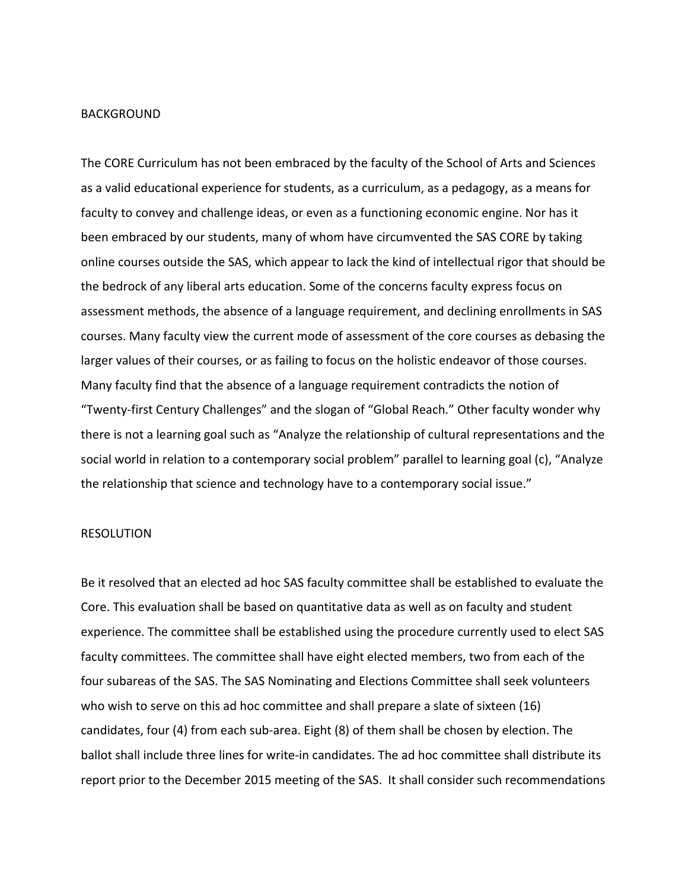## BACKGROUND

The CORE Curriculum has not been embraced by the faculty of the School of Arts and Sciences as a valid educational experience for students, as a curriculum, as a pedagogy, as a means for faculty to convey and challenge ideas, or even as a functioning economic engine. Nor has it been embraced by our students, many of whom have circumvented the SAS CORE by taking online courses outside the SAS, which appear to lack the kind of intellectual rigor that should be the bedrock of any liberal arts education. Some of the concerns faculty express focus on assessment methods, the absence of a language requirement, and declining enrollments in SAS courses. Many faculty view the current mode of assessment of the core courses as debasing the larger values of their courses, or as failing to focus on the holistic endeavor of those courses. Many faculty find that the absence of a language requirement contradicts the notion of "Twenty-first Century Challenges" and the slogan of "Global Reach." Other faculty wonder why there is not a learning goal such as "Analyze the relationship of cultural representations and the social world in relation to a contemporary social problem" parallel to learning goal (c), "Analyze the relationship that science and technology have to a contemporary social issue."

## RESOLUTION

Be it resolved that an elected ad hoc SAS faculty committee shall be established to evaluate the Core. This evaluation shall be based on quantitative data as well as on faculty and student experience. The committee shall be established using the procedure currently used to elect SAS faculty committees. The committee shall have eight elected members, two from each of the four subareas of the SAS. The SAS Nominating and Elections Committee shall seek volunteers who wish to serve on this ad hoc committee and shall prepare a slate of sixteen (16) candidates, four (4) from each sub-area. Eight (8) of them shall be chosen by election. The ballot shall include three lines for write-in candidates. The ad hoc committee shall distribute its report prior to the December 2015 meeting of the SAS. It shall consider such recommendations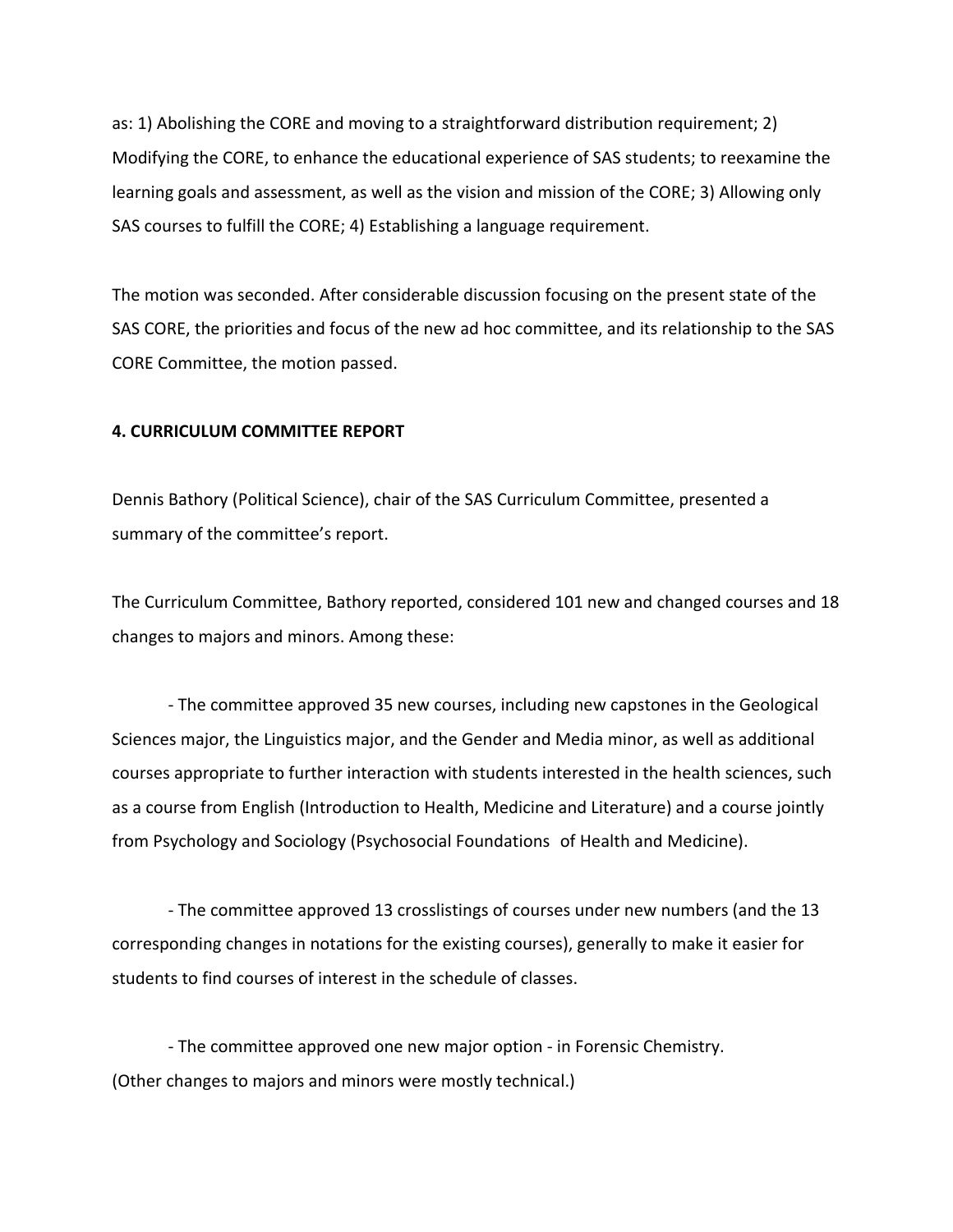as: 1) Abolishing the CORE and moving to a straightforward distribution requirement; 2) Modifying the CORE, to enhance the educational experience of SAS students; to reexamine the learning goals and assessment, as well as the vision and mission of the CORE; 3) Allowing only SAS courses to fulfill the CORE; 4) Establishing a language requirement.

The motion was seconded. After considerable discussion focusing on the present state of the SAS CORE, the priorities and focus of the new ad hoc committee, and its relationship to the SAS CORE Committee, the motion passed.

**4. CURRICULUM COMMITTEE REPORT**

Dennis Bathory (Political Science), chair of the SAS Curriculum Committee, presented a summary of the committee's report.

The Curriculum Committee, Bathory reported, considered 101 new and changed courses and 18 changes to majors and minors. Among these:

- The committee approved 35 new courses, including new capstones in the Geological Sciences major, the Linguistics major, and the Gender and Media minor, as well as additional courses appropriate to further interaction with students interested in the health sciences, such as a course from English (Introduction to Health, Medicine and Literature) and a course jointly from Psychology and Sociology (Psychosocial Foundations of Health and Medicine).

- The committee approved 13 crosslistings of courses under new numbers (and the 13 corresponding changes in notations for the existing courses), generally to make it easier for students to find courses of interest in the schedule of classes.

- The committee approved one new major option - in Forensic Chemistry.

(Other changes to majors and minors were mostly technical.)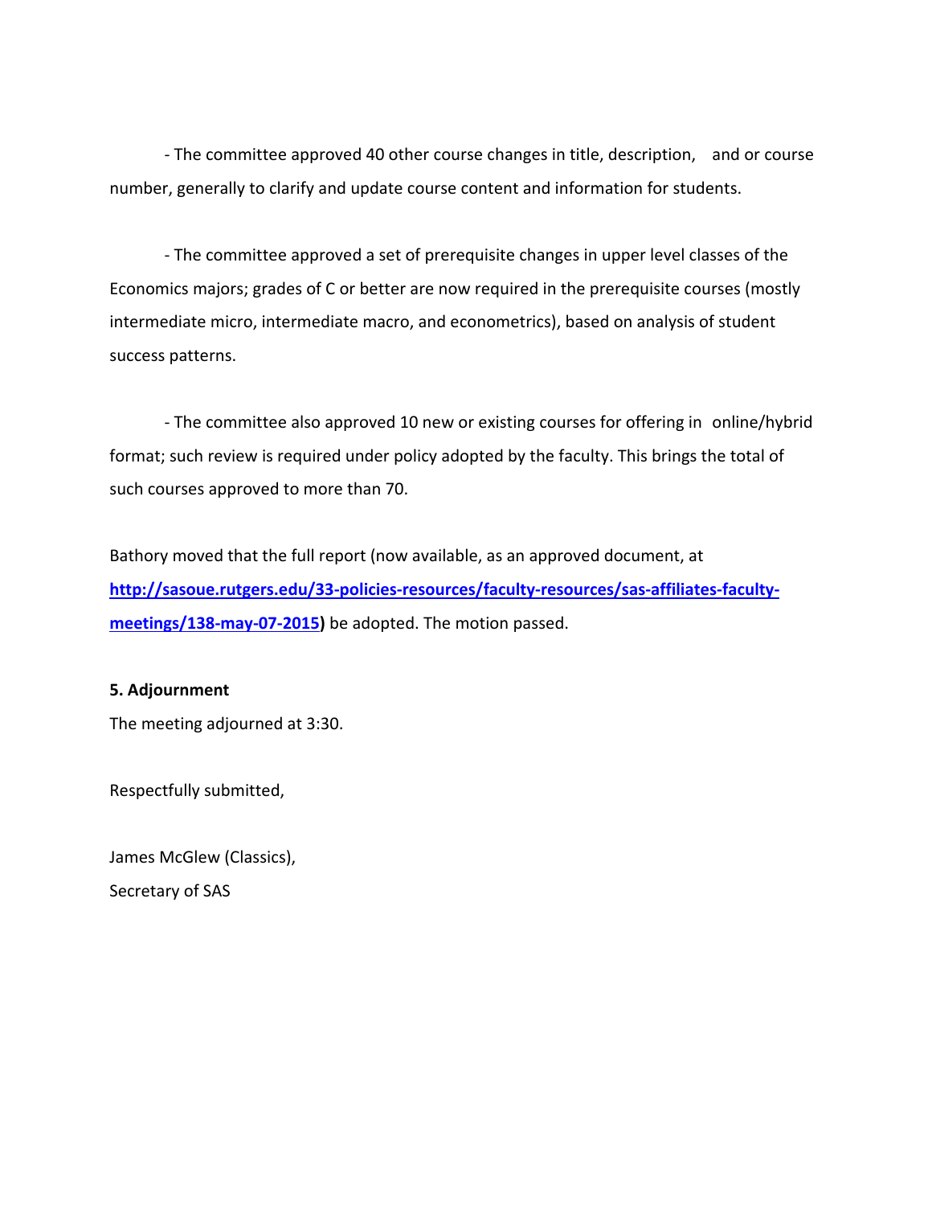- The committee approved 40 other course changes in title, description, and or course number, generally to clarify and update course content and information for students.

- The committee approved a set of prerequisite changes in upper level classes of the Economics majors; grades of C or better are now required in the prerequisite courses (mostly intermediate micro, intermediate macro, and econometrics), based on analysis of student success patterns.

- The committee also approved 10 new or existing courses for offering in online/hybrid format; such review is required under policy adopted by the faculty. This brings the total of such courses approved to more than 70.

Bathory moved that the full report (now available, as an approved document, at **http://sasoue.rutgers.edu/33-policies-resources/faculty-resources/sas-affiliates-faculty-meetings/138-may-07-2015)** be adopted. The motion passed.

**5. Adjournment**

The meeting adjourned at 3:30.

Respectfully submitted,

James McGlew (Classics),

Secretary of SAS